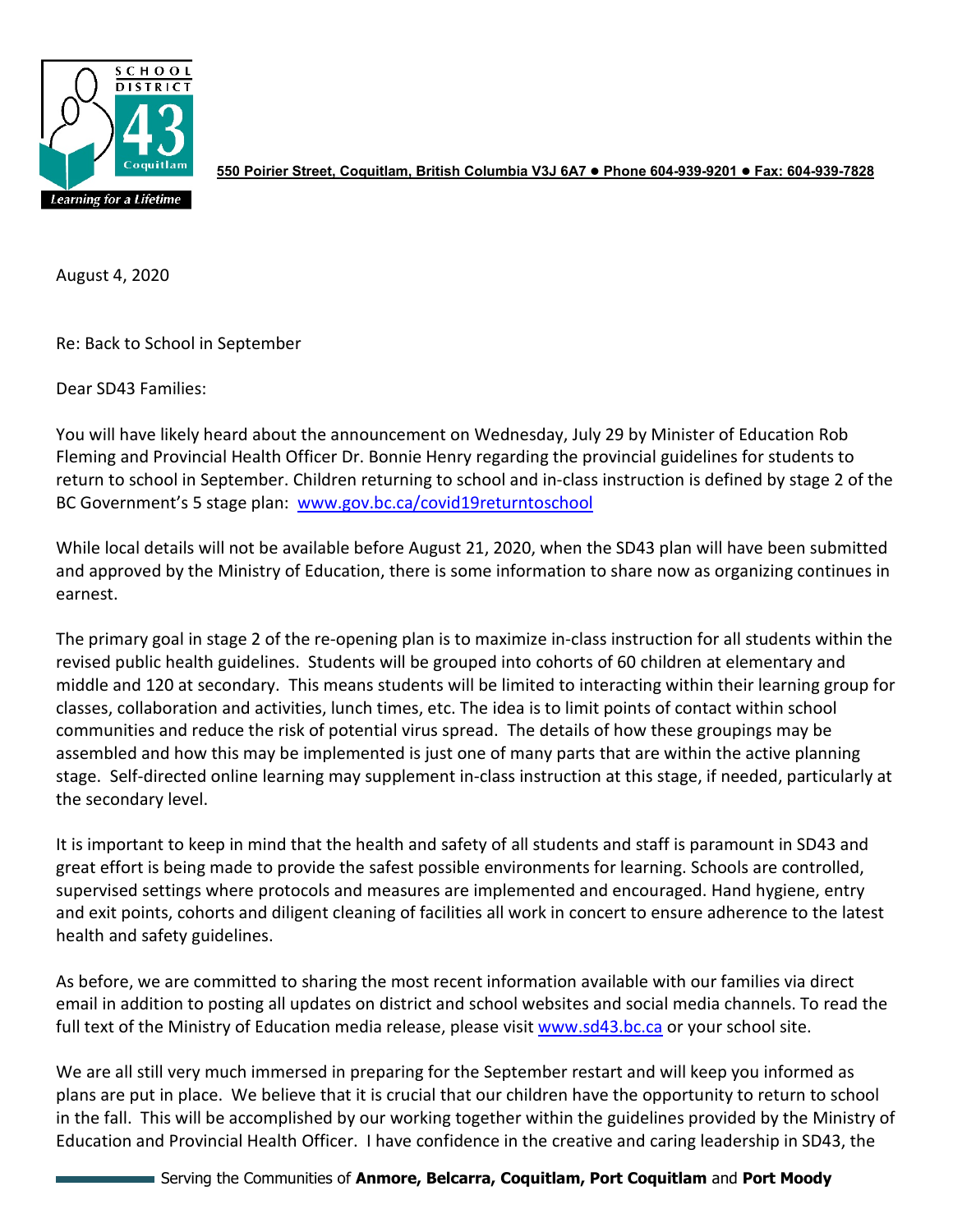**SCHOOL DISTRICT 43 Coquitlam** — *Learning for a Lifetime*

550 Poirier Street, Coquitlam, British Columbia V3J 6A7 ● Phone 604-939-9201 ● Fax: 604-939-7828

August 4, 2020

Re: Back to School in September

Dear SD43 Families:

You will have likely heard about the announcement on Wednesday, July 29 by Minister of Education Rob Fleming and Provincial Health Officer Dr. Bonnie Henry regarding the provincial guidelines for students to return to school in September. Children returning to school and in-class instruction is defined by stage 2 of the BC Government's 5 stage plan: [www.gov.bc.ca/covid19returntoschool](http://www.gov.bc.ca/covid19returntoschool)

While local details will not be available before August 21, 2020, when the SD43 plan will have been submitted and approved by the Ministry of Education, there is some information to share now as organizing continues in earnest.

The primary goal in stage 2 of the re-opening plan is to maximize in-class instruction for all students within the revised public health guidelines. Students will be grouped into cohorts of 60 children at elementary and middle and 120 at secondary. This means students will be limited to interacting within their learning group for classes, collaboration and activities, lunch times, etc. The idea is to limit points of contact within school communities and reduce the risk of potential virus spread. The details of how these groupings may be assembled and how this may be implemented is just one of many parts that are within the active planning stage. Self-directed online learning may supplement in-class instruction at this stage, if needed, particularly at the secondary level.

It is important to keep in mind that the health and safety of all students and staff is paramount in SD43 and great effort is being made to provide the safest possible environments for learning. Schools are controlled, supervised settings where protocols and measures are implemented and encouraged. Hand hygiene, entry and exit points, cohorts and diligent cleaning of facilities all work in concert to ensure adherence to the latest health and safety guidelines.

As before, we are committed to sharing the most recent information available with our families via direct email in addition to posting all updates on district and school websites and social media channels. To read the full text of the Ministry of Education media release, please visit [www.sd43.bc.ca](http://www.sd43.bc.ca) or your school site.

We are all still very much immersed in preparing for the September restart and will keep you informed as plans are put in place. We believe that it is crucial that our children have the opportunity to return to school in the fall. This will be accomplished by our working together within the guidelines provided by the Ministry of Education and Provincial Health Officer. I have confidence in the creative and caring leadership in SD43, the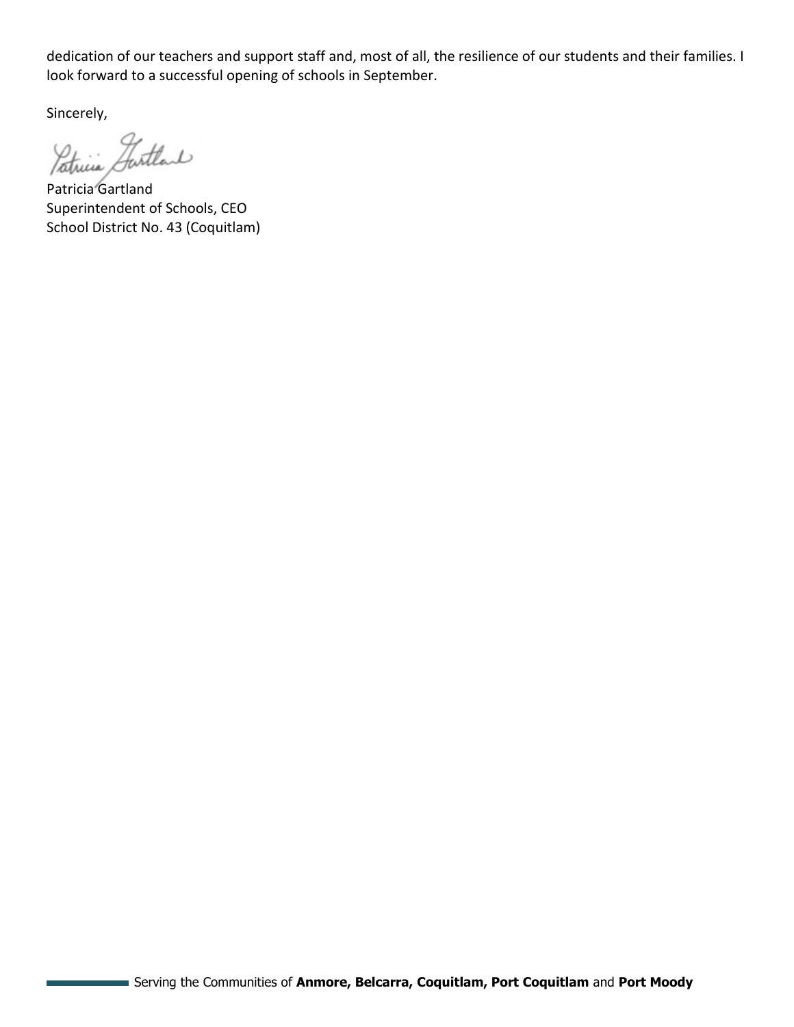dedication of our teachers and support staff and, most of all, the resilience of our students and their families. I look forward to a successful opening of schools in September.

Sincerely,

Patricia Gartland
Superintendent of Schools, CEO
School District No. 43 (Coquitlam)